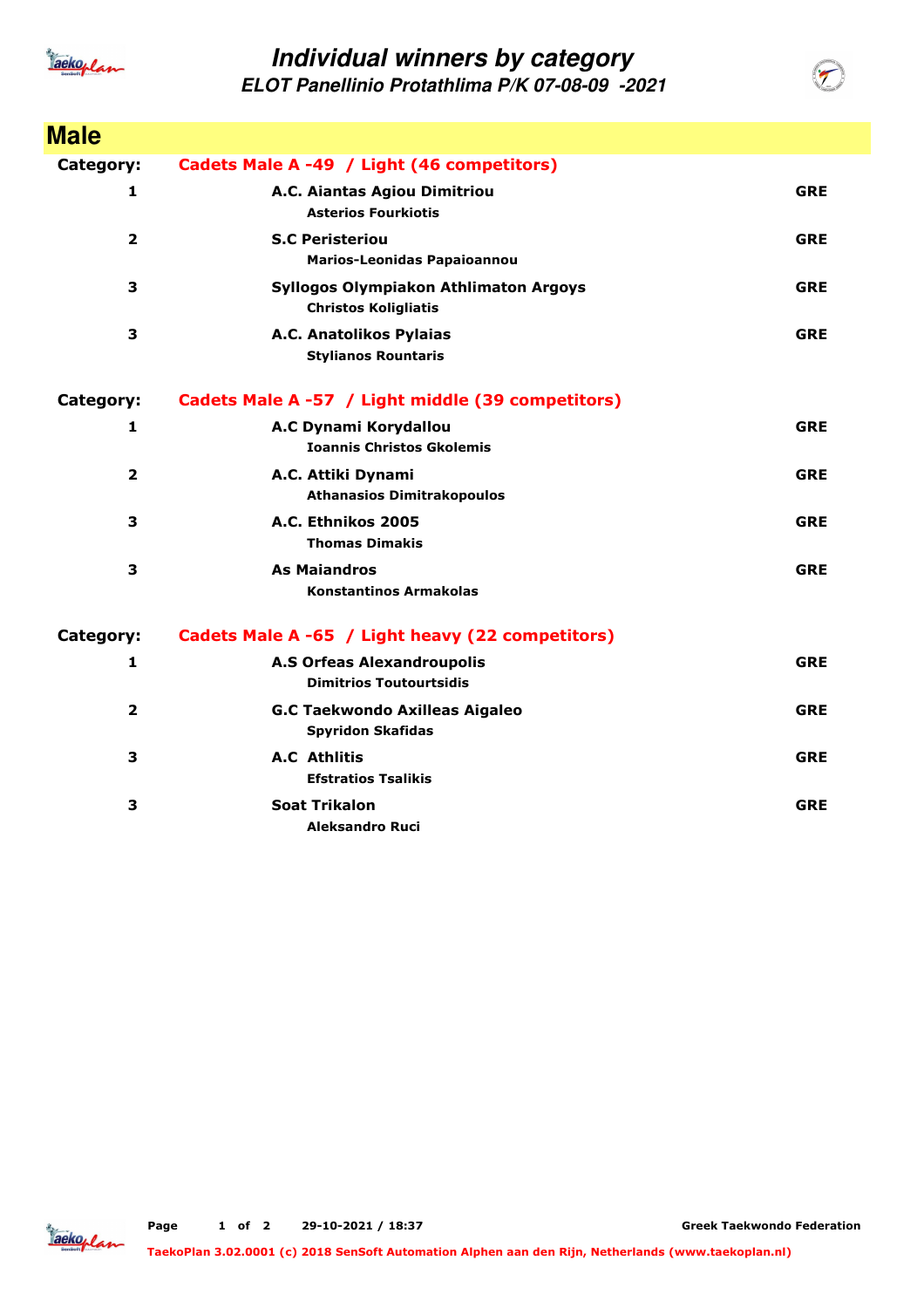# Individual winners by category

## ELOT Panellinio Protathlima P/K 07-08-09 -2021

## Male

**Category: Cadets Male A -49 / Light (46 competitors)**

| Place | Club / Competitor | Country |
|---|---|---|
| 1 | **A.C. Aiantas Agiou Dimitriou**<br>Asterios Fourkiotis | GRE |
| 2 | **S.C Peristeriou**<br>Marios-Leonidas Papaioannou | GRE |
| 3 | **Syllogos Olympiakon Athlimaton Argoys**<br>Christos Koligliatis | GRE |
| 3 | **A.C. Anatolikos Pylaias**<br>Stylianos Rountaris | GRE |

**Category: Cadets Male A -57 / Light middle (39 competitors)**

| Place | Club / Competitor | Country |
|---|---|---|
| 1 | **A.C Dynami Korydallou**<br>Ioannis Christos Gkolemis | GRE |
| 2 | **A.C. Attiki Dynami**<br>Athanasios Dimitrakopoulos | GRE |
| 3 | **A.C. Ethnikos 2005**<br>Thomas Dimakis | GRE |
| 3 | **As Maiandros**<br>Konstantinos Armakolas | GRE |

**Category: Cadets Male A -65 / Light heavy (22 competitors)**

| Place | Club / Competitor | Country |
|---|---|---|
| 1 | **A.S Orfeas Alexandroupolis**<br>Dimitrios Toutourtsidis | GRE |
| 2 | **G.C Taekwondo Axilleas Aigaleo**<br>Spyridon Skafidas | GRE |
| 3 | **A.C Athlitis**<br>Efstratios Tsalikis | GRE |
| 3 | **Soat Trikalon**<br>Aleksandro Ruci | GRE |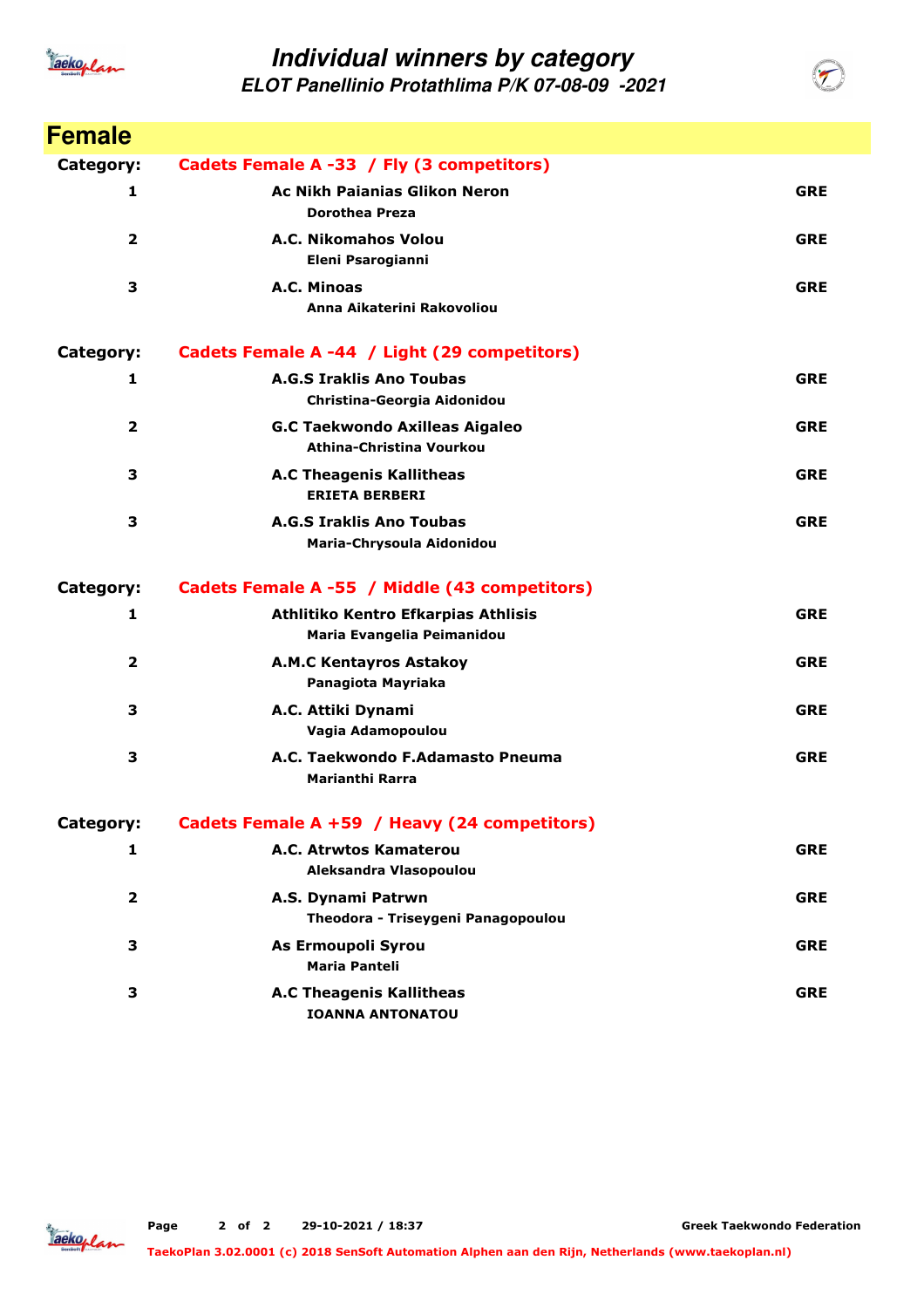# Individual winners by category

## ELOT Panellinio Protathlima P/K 07-08-09 -2021

## Female

**Category:** Cadets Female A -33 / Fly (3 competitors)

| | | |
|---|---|---|
| 1 | **Ac Nikh Paianias Glikon Neron**<br>Dorothea Preza | GRE |
| 2 | **A.C. Nikomahos Volou**<br>Eleni Psarogianni | GRE |
| 3 | **A.C. Minoas**<br>Anna Aikaterini Rakovoliou | GRE |

**Category:** Cadets Female A -44 / Light (29 competitors)

| | | |
|---|---|---|
| 1 | **A.G.S Iraklis Ano Toubas**<br>Christina-Georgia Aidonidou | GRE |
| 2 | **G.C Taekwondo Axilleas Aigaleo**<br>Athina-Christina Vourkou | GRE |
| 3 | **A.C Theagenis Kallitheas**<br>ERIETA BERBERI | GRE |
| 3 | **A.G.S Iraklis Ano Toubas**<br>Maria-Chrysoula Aidonidou | GRE |

**Category:** Cadets Female A -55 / Middle (43 competitors)

| | | |
|---|---|---|
| 1 | **Athlitiko Kentro Efkarpias Athlisis**<br>Maria Evangelia Peimanidou | GRE |
| 2 | **A.M.C Kentayros Astakoy**<br>Panagiota Mayriaka | GRE |
| 3 | **A.C. Attiki Dynami**<br>Vagia Adamopoulou | GRE |
| 3 | **A.C. Taekwondo F.Adamasto Pneuma**<br>Marianthi Rarra | GRE |

**Category:** Cadets Female A +59 / Heavy (24 competitors)

| | | |
|---|---|---|
| 1 | **A.C. Atrwtos Kamaterou**<br>Aleksandra Vlasopoulou | GRE |
| 2 | **A.S. Dynami Patrwn**<br>Theodora - Triseygeni Panagopoulou | GRE |
| 3 | **As Ermoupoli Syrou**<br>Maria Panteli | GRE |
| 3 | **A.C Theagenis Kallitheas**<br>IOANNA ANTONATOU | GRE |